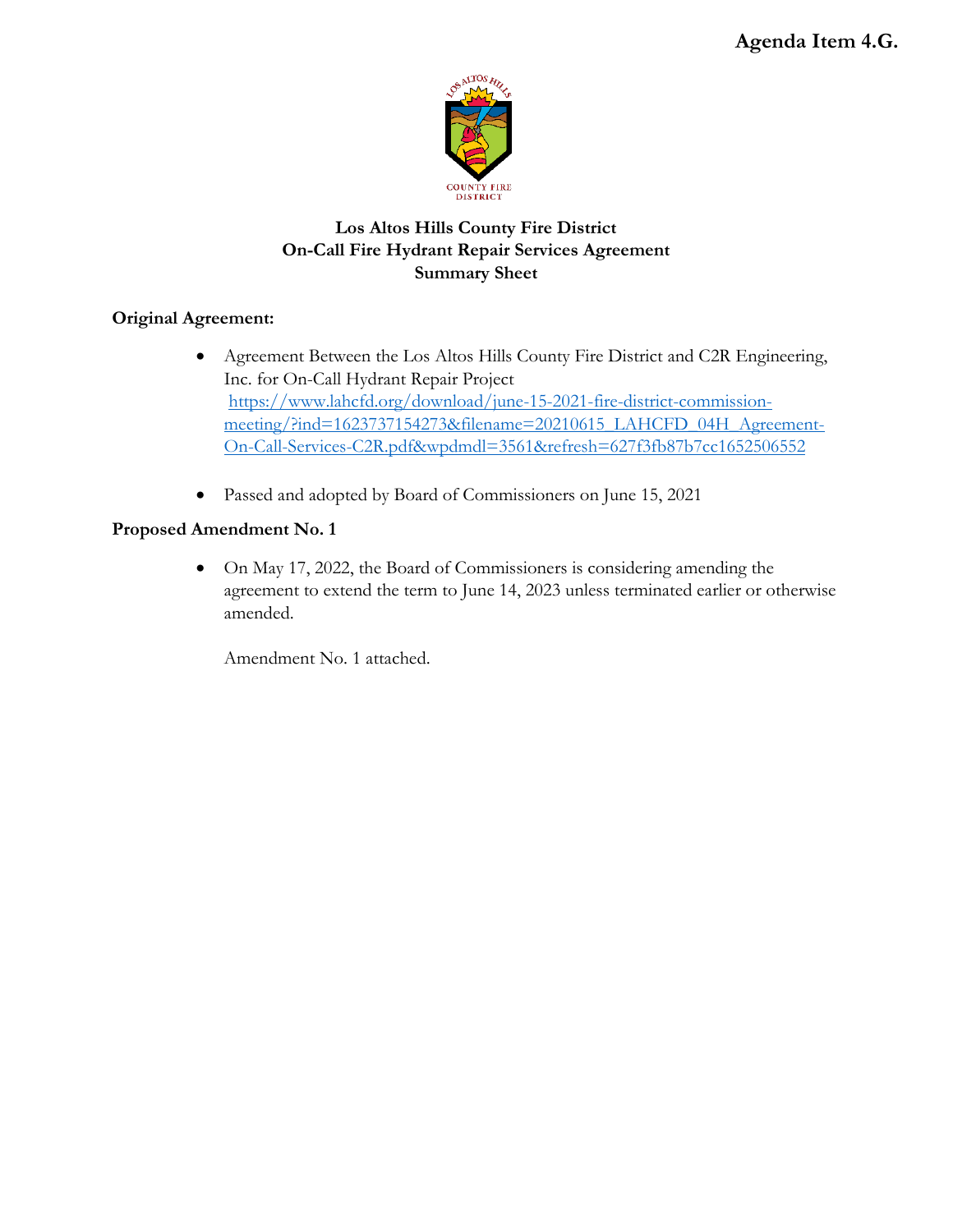Agenda Item 4.G.

# Los Altos Hills County Fire District
## On-Call Fire Hydrant Repair Services Agreement
## Summary Sheet

**Original Agreement:**

- Agreement Between the Los Altos Hills County Fire District and C2R Engineering, Inc. for On-Call Hydrant Repair Project
  https://www.lahcfd.org/download/june-15-2021-fire-district-commission-meeting/?ind=1623737154273&filename=20210615_LAHCFD_04H_Agreement-On-Call-Services-C2R.pdf&wpdmdl=3561&refresh=627f3fb87b7cc1652506552

- Passed and adopted by Board of Commissioners on June 15, 2021

**Proposed Amendment No. 1**

- On May 17, 2022, the Board of Commissioners is considering amending the agreement to extend the term to June 14, 2023 unless terminated earlier or otherwise amended.

  Amendment No. 1 attached.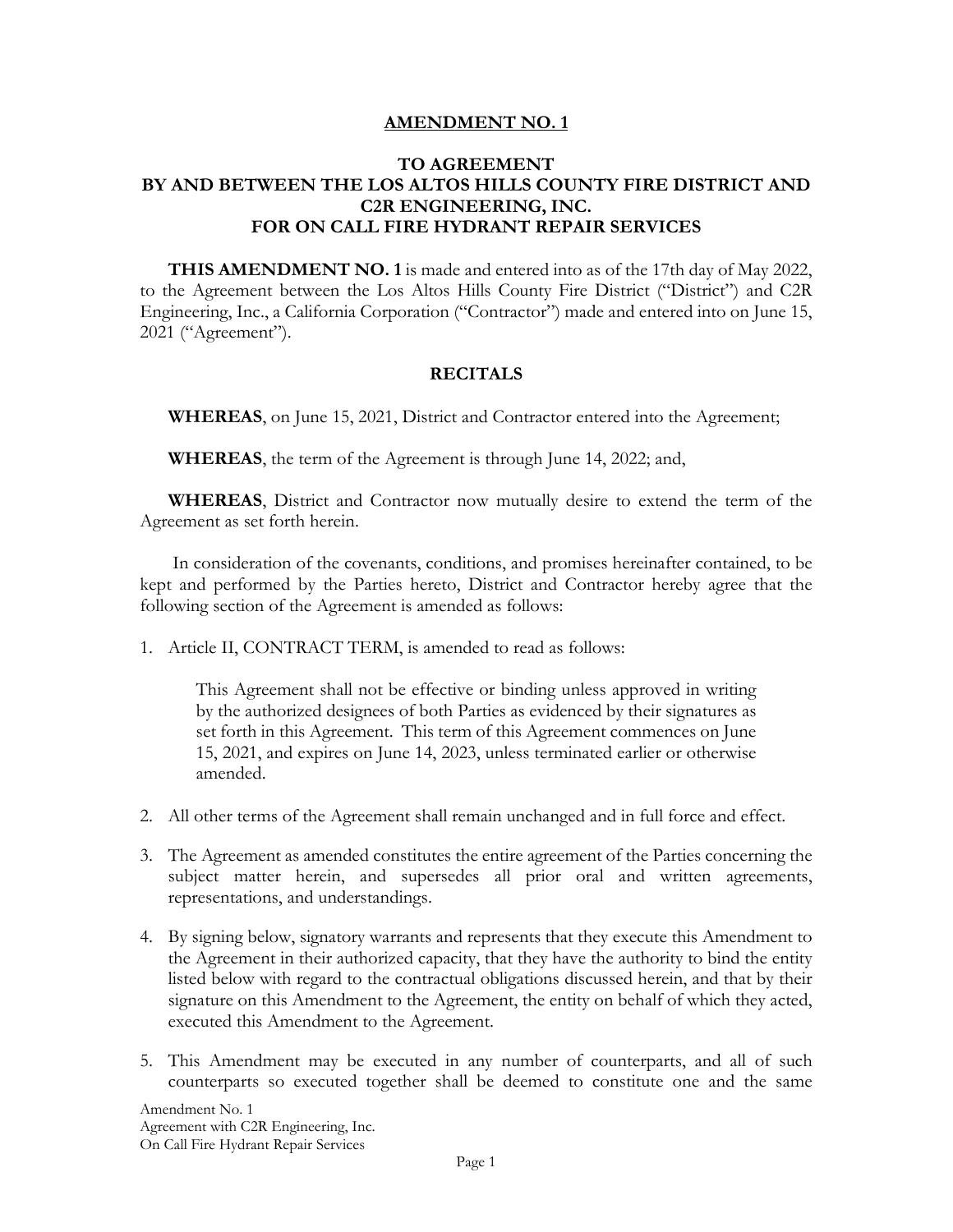# AMENDMENT NO. 1

## TO AGREEMENT
## BY AND BETWEEN THE LOS ALTOS HILLS COUNTY FIRE DISTRICT AND C2R ENGINEERING, INC.
## FOR ON CALL FIRE HYDRANT REPAIR SERVICES

**THIS AMENDMENT NO. 1** is made and entered into as of the 17th day of May 2022, to the Agreement between the Los Altos Hills County Fire District ("District") and C2R Engineering, Inc., a California Corporation ("Contractor") made and entered into on June 15, 2021 ("Agreement").

### RECITALS

**WHEREAS**, on June 15, 2021, District and Contractor entered into the Agreement;

**WHEREAS**, the term of the Agreement is through June 14, 2022; and,

**WHEREAS**, District and Contractor now mutually desire to extend the term of the Agreement as set forth herein.

In consideration of the covenants, conditions, and promises hereinafter contained, to be kept and performed by the Parties hereto, District and Contractor hereby agree that the following section of the Agreement is amended as follows:

1. Article II, CONTRACT TERM, is amended to read as follows:

   This Agreement shall not be effective or binding unless approved in writing by the authorized designees of both Parties as evidenced by their signatures as set forth in this Agreement. This term of this Agreement commences on June 15, 2021, and expires on June 14, 2023, unless terminated earlier or otherwise amended.

2. All other terms of the Agreement shall remain unchanged and in full force and effect.

3. The Agreement as amended constitutes the entire agreement of the Parties concerning the subject matter herein, and supersedes all prior oral and written agreements, representations, and understandings.

4. By signing below, signatory warrants and represents that they execute this Amendment to the Agreement in their authorized capacity, that they have the authority to bind the entity listed below with regard to the contractual obligations discussed herein, and that by their signature on this Amendment to the Agreement, the entity on behalf of which they acted, executed this Amendment to the Agreement.

5. This Amendment may be executed in any number of counterparts, and all of such counterparts so executed together shall be deemed to constitute one and the same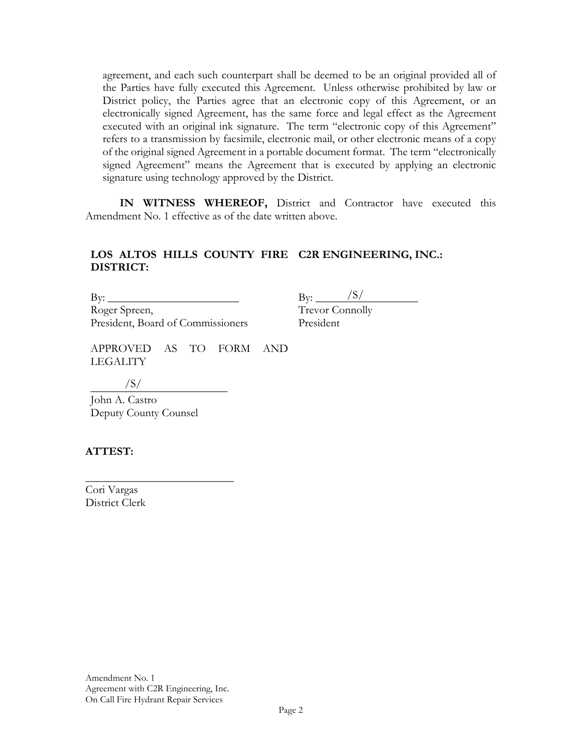agreement, and each such counterpart shall be deemed to be an original provided all of the Parties have fully executed this Agreement. Unless otherwise prohibited by law or District policy, the Parties agree that an electronic copy of this Agreement, or an electronically signed Agreement, has the same force and legal effect as the Agreement executed with an original ink signature. The term "electronic copy of this Agreement" refers to a transmission by facsimile, electronic mail, or other electronic means of a copy of the original signed Agreement in a portable document format. The term "electronically signed Agreement" means the Agreement that is executed by applying an electronic signature using technology approved by the District.

**IN WITNESS WHEREOF,** District and Contractor have executed this Amendment No. 1 effective as of the date written above.

**LOS ALTOS HILLS COUNTY FIRE DISTRICT:**

By: ________________________
Roger Spreen,
President, Board of Commissioners

**C2R ENGINEERING, INC.:**

By: /S/
Trevor Connolly
President

APPROVED AS TO FORM AND LEGALITY

/S/
John A. Castro
Deputy County Counsel

**ATTEST:**

________________________
Cori Vargas
District Clerk

Amendment No. 1
Agreement with C2R Engineering, Inc.
On Call Fire Hydrant Repair Services